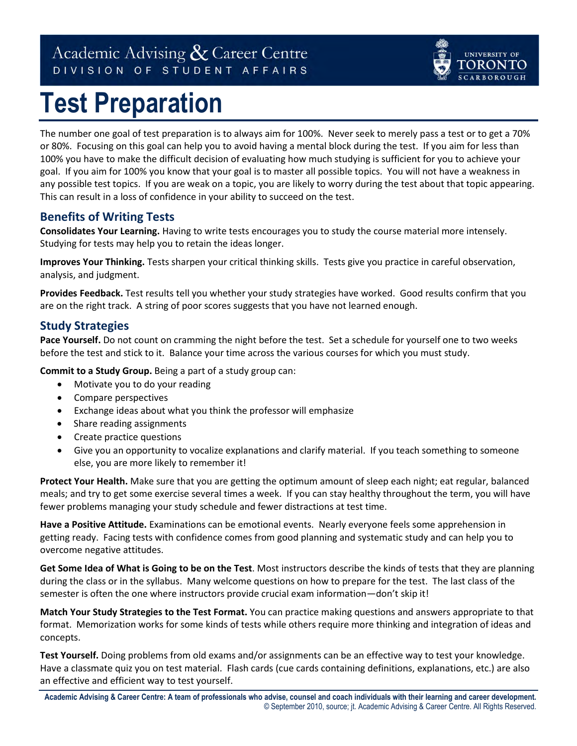Academic Advising & Career Centre
DIVISION OF STUDENT AFFAIRS

UNIVERSITY OF TORONTO SCARBOROUGH

# Test Preparation

The number one goal of test preparation is to always aim for 100%. Never seek to merely pass a test or to get a 70% or 80%. Focusing on this goal can help you to avoid having a mental block during the test. If you aim for less than 100% you have to make the difficult decision of evaluating how much studying is sufficient for you to achieve your goal. If you aim for 100% you know that your goal is to master all possible topics. You will not have a weakness in any possible test topics. If you are weak on a topic, you are likely to worry during the test about that topic appearing. This can result in a loss of confidence in your ability to succeed on the test.

## Benefits of Writing Tests

**Consolidates Your Learning.** Having to write tests encourages you to study the course material more intensely. Studying for tests may help you to retain the ideas longer.

**Improves Your Thinking.** Tests sharpen your critical thinking skills. Tests give you practice in careful observation, analysis, and judgment.

**Provides Feedback.** Test results tell you whether your study strategies have worked. Good results confirm that you are on the right track. A string of poor scores suggests that you have not learned enough.

## Study Strategies

**Pace Yourself.** Do not count on cramming the night before the test. Set a schedule for yourself one to two weeks before the test and stick to it. Balance your time across the various courses for which you must study.

**Commit to a Study Group.** Being a part of a study group can:

- Motivate you to do your reading
- Compare perspectives
- Exchange ideas about what you think the professor will emphasize
- Share reading assignments
- Create practice questions
- Give you an opportunity to vocalize explanations and clarify material. If you teach something to someone else, you are more likely to remember it!

**Protect Your Health.** Make sure that you are getting the optimum amount of sleep each night; eat regular, balanced meals; and try to get some exercise several times a week. If you can stay healthy throughout the term, you will have fewer problems managing your study schedule and fewer distractions at test time.

**Have a Positive Attitude.** Examinations can be emotional events. Nearly everyone feels some apprehension in getting ready. Facing tests with confidence comes from good planning and systematic study and can help you to overcome negative attitudes.

**Get Some Idea of What is Going to be on the Test**. Most instructors describe the kinds of tests that they are planning during the class or in the syllabus. Many welcome questions on how to prepare for the test. The last class of the semester is often the one where instructors provide crucial exam information—don't skip it!

**Match Your Study Strategies to the Test Format.** You can practice making questions and answers appropriate to that format. Memorization works for some kinds of tests while others require more thinking and integration of ideas and concepts.

**Test Yourself.** Doing problems from old exams and/or assignments can be an effective way to test your knowledge. Have a classmate quiz you on test material. Flash cards (cue cards containing definitions, explanations, etc.) are also an effective and efficient way to test yourself.

**Academic Advising & Career Centre: A team of professionals who advise, counsel and coach individuals with their learning and career development.**
© September 2010, source; jt. Academic Advising & Career Centre. All Rights Reserved.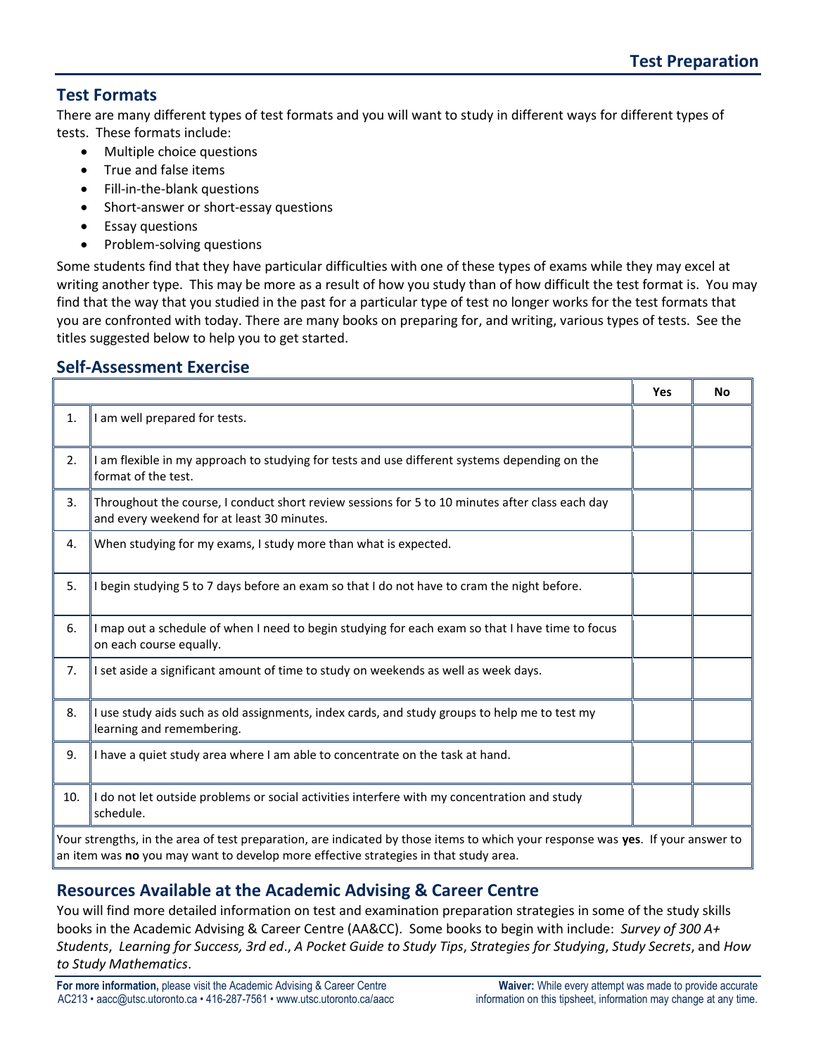## Test Preparation

### Test Formats

There are many different types of test formats and you will want to study in different ways for different types of tests. These formats include:

- Multiple choice questions
- True and false items
- Fill-in-the-blank questions
- Short-answer or short-essay questions
- Essay questions
- Problem-solving questions

Some students find that they have particular difficulties with one of these types of exams while they may excel at writing another type. This may be more as a result of how you study than of how difficult the test format is. You may find that the way that you studied in the past for a particular type of test no longer works for the test formats that you are confronted with today. There are many books on preparing for, and writing, various types of tests. See the titles suggested below to help you to get started.

### Self-Assessment Exercise

| | | Yes | No |
|---|---|---|---|
| 1. | I am well prepared for tests. | | |
| 2. | I am flexible in my approach to studying for tests and use different systems depending on the format of the test. | | |
| 3. | Throughout the course, I conduct short review sessions for 5 to 10 minutes after class each day and every weekend for at least 30 minutes. | | |
| 4. | When studying for my exams, I study more than what is expected. | | |
| 5. | I begin studying 5 to 7 days before an exam so that I do not have to cram the night before. | | |
| 6. | I map out a schedule of when I need to begin studying for each exam so that I have time to focus on each course equally. | | |
| 7. | I set aside a significant amount of time to study on weekends as well as week days. | | |
| 8. | I use study aids such as old assignments, index cards, and study groups to help me to test my learning and remembering. | | |
| 9. | I have a quiet study area where I am able to concentrate on the task at hand. | | |
| 10. | I do not let outside problems or social activities interfere with my concentration and study schedule. | | |

Your strengths, in the area of test preparation, are indicated by those items to which your response was **yes**. If your answer to an item was **no** you may want to develop more effective strategies in that study area.

### Resources Available at the Academic Advising & Career Centre

You will find more detailed information on test and examination preparation strategies in some of the study skills books in the Academic Advising & Career Centre (AA&CC). Some books to begin with include: *Survey of 300 A+ Students*, *Learning for Success, 3rd ed*., *A Pocket Guide to Study Tips*, *Strategies for Studying*, *Study Secrets*, and *How to Study Mathematics*.

**For more information,** please visit the Academic Advising & Career Centre
AC213 • aacc@utsc.utoronto.ca • 416-287-7561 • www.utsc.utoronto.ca/aacc

**Waiver:** While every attempt was made to provide accurate information on this tipsheet, information may change at any time.